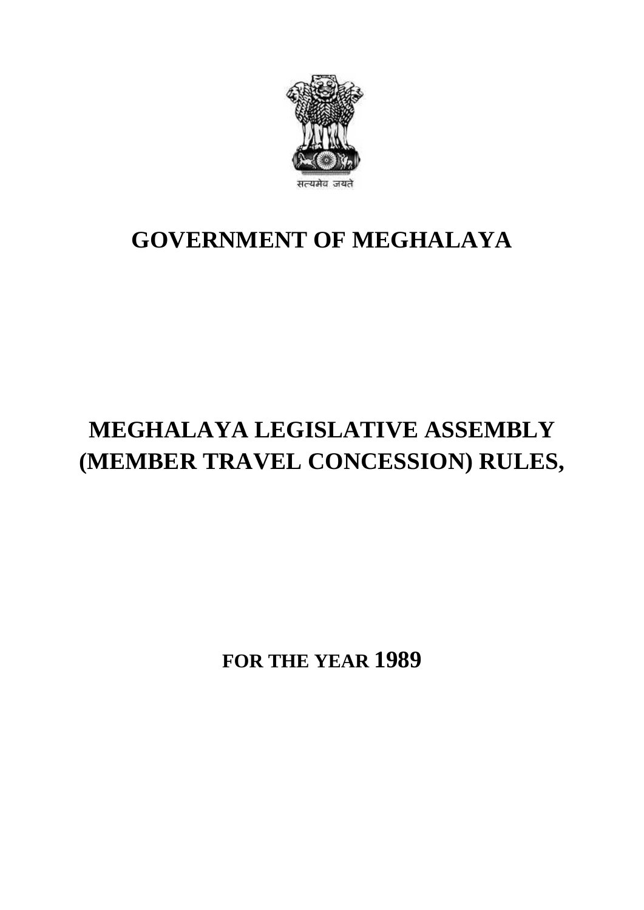सत्यमेव जयते

# GOVERNMENT OF MEGHALAYA

# MEGHALAYA LEGISLATIVE ASSEMBLY (MEMBER TRAVEL CONCESSION) RULES,

## FOR THE YEAR 1989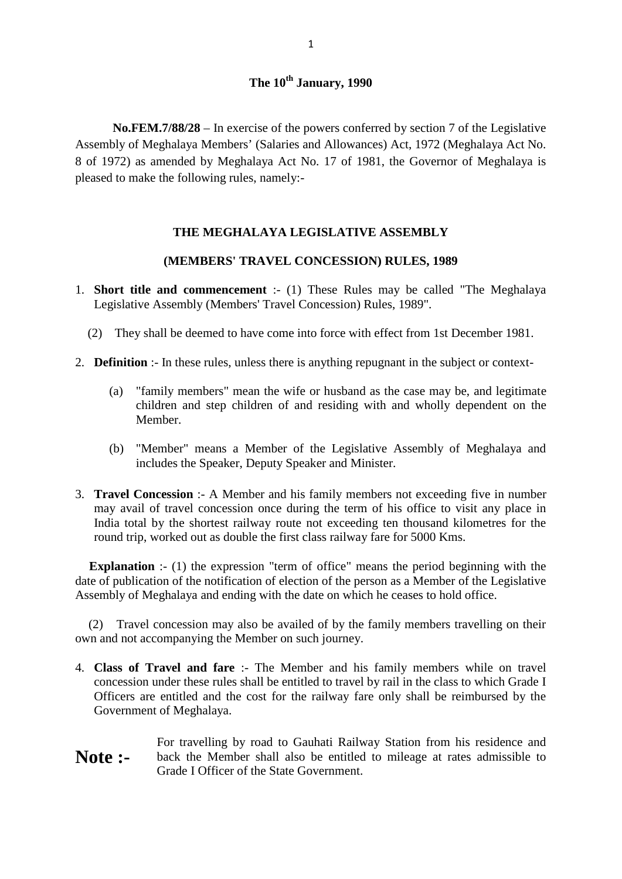**The 10th January, 1990**

**No.FEM.7/88/28** – In exercise of the powers conferred by section 7 of the Legislative Assembly of Meghalaya Members' (Salaries and Allowances) Act, 1972 (Meghalaya Act No. 8 of 1972) as amended by Meghalaya Act No. 17 of 1981, the Governor of Meghalaya is pleased to make the following rules, namely:-

## THE MEGHALAYA LEGISLATIVE ASSEMBLY

## (MEMBERS' TRAVEL CONCESSION) RULES, 1989

1. **Short title and commencement** :- (1) These Rules may be called "The Meghalaya Legislative Assembly (Members' Travel Concession) Rules, 1989".

   (2) They shall be deemed to have come into force with effect from 1st December 1981.

2. **Definition** :- In these rules, unless there is anything repugnant in the subject or context-

   (a) "family members" mean the wife or husband as the case may be, and legitimate children and step children of and residing with and wholly dependent on the Member.

   (b) "Member" means a Member of the Legislative Assembly of Meghalaya and includes the Speaker, Deputy Speaker and Minister.

3. **Travel Concession** :- A Member and his family members not exceeding five in number may avail of travel concession once during the term of his office to visit any place in India total by the shortest railway route not exceeding ten thousand kilometres for the round trip, worked out as double the first class railway fare for 5000 Kms.

**Explanation** :- (1) the expression "term of office" means the period beginning with the date of publication of the notification of election of the person as a Member of the Legislative Assembly of Meghalaya and ending with the date on which he ceases to hold office.

(2) Travel concession may also be availed of by the family members travelling on their own and not accompanying the Member on such journey.

4. **Class of Travel and fare** :- The Member and his family members while on travel concession under these rules shall be entitled to travel by rail in the class to which Grade I Officers are entitled and the cost for the railway fare only shall be reimbursed by the Government of Meghalaya.

**Note :-** For travelling by road to Gauhati Railway Station from his residence and back the Member shall also be entitled to mileage at rates admissible to Grade I Officer of the State Government.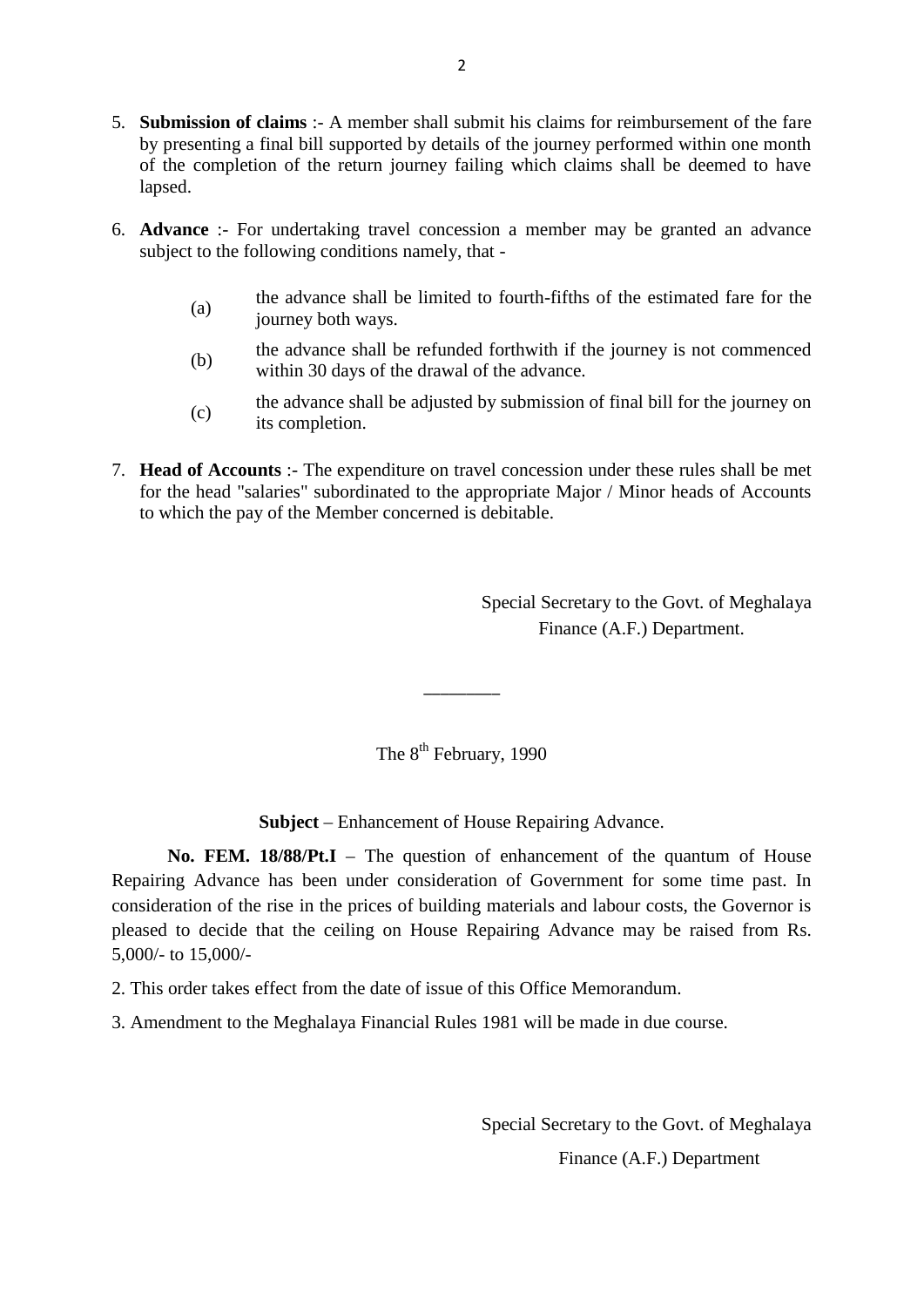5. **Submission of claims** :- A member shall submit his claims for reimbursement of the fare by presenting a final bill supported by details of the journey performed within one month of the completion of the return journey failing which claims shall be deemed to have lapsed.

6. **Advance** :- For undertaking travel concession a member may be granted an advance subject to the following conditions namely, that -

   (a) the advance shall be limited to fourth-fifths of the estimated fare for the journey both ways.

   (b) the advance shall be refunded forthwith if the journey is not commenced within 30 days of the drawal of the advance.

   (c) the advance shall be adjusted by submission of final bill for the journey on its completion.

7. **Head of Accounts** :- The expenditure on travel concession under these rules shall be met for the head "salaries" subordinated to the appropriate Major / Minor heads of Accounts to which the pay of the Member concerned is debitable.

Special Secretary to the Govt. of Meghalaya
Finance (A.F.) Department.

________

The 8th February, 1990

**Subject** – Enhancement of House Repairing Advance.

**No. FEM. 18/88/Pt.I** – The question of enhancement of the quantum of House Repairing Advance has been under consideration of Government for some time past. In consideration of the rise in the prices of building materials and labour costs, the Governor is pleased to decide that the ceiling on House Repairing Advance may be raised from Rs. 5,000/- to 15,000/-

2. This order takes effect from the date of issue of this Office Memorandum.

3. Amendment to the Meghalaya Financial Rules 1981 will be made in due course.

Special Secretary to the Govt. of Meghalaya
Finance (A.F.) Department